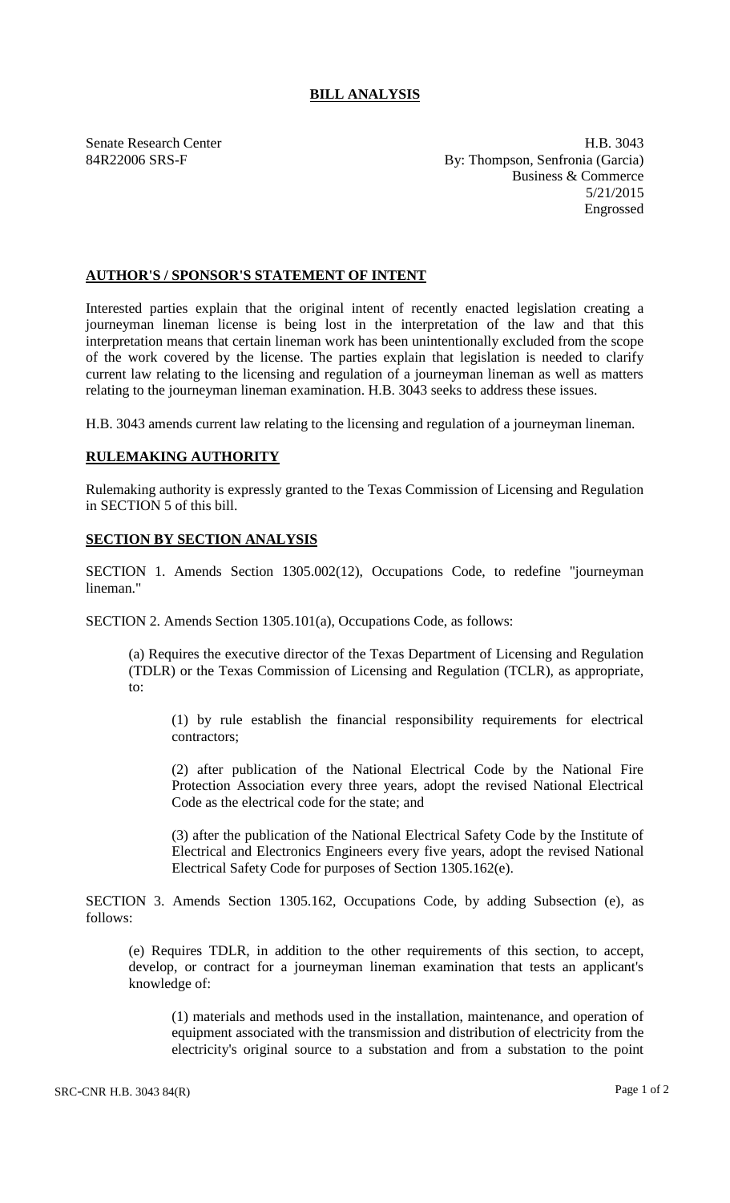# BILL ANALYSIS

Senate Research Center
84R22006 SRS-F

H.B. 3043
By: Thompson, Senfronia (Garcia)
Business & Commerce
5/21/2015
Engrossed

## AUTHOR'S / SPONSOR'S STATEMENT OF INTENT

Interested parties explain that the original intent of recently enacted legislation creating a journeyman lineman license is being lost in the interpretation of the law and that this interpretation means that certain lineman work has been unintentionally excluded from the scope of the work covered by the license. The parties explain that legislation is needed to clarify current law relating to the licensing and regulation of a journeyman lineman as well as matters relating to the journeyman lineman examination. H.B. 3043 seeks to address these issues.

H.B. 3043 amends current law relating to the licensing and regulation of a journeyman lineman.

## RULEMAKING AUTHORITY

Rulemaking authority is expressly granted to the Texas Commission of Licensing and Regulation in SECTION 5 of this bill.

## SECTION BY SECTION ANALYSIS

SECTION 1. Amends Section 1305.002(12), Occupations Code, to redefine "journeyman lineman."

SECTION 2. Amends Section 1305.101(a), Occupations Code, as follows:

(a) Requires the executive director of the Texas Department of Licensing and Regulation (TDLR) or the Texas Commission of Licensing and Regulation (TCLR), as appropriate, to:

(1) by rule establish the financial responsibility requirements for electrical contractors;

(2) after publication of the National Electrical Code by the National Fire Protection Association every three years, adopt the revised National Electrical Code as the electrical code for the state; and

(3) after the publication of the National Electrical Safety Code by the Institute of Electrical and Electronics Engineers every five years, adopt the revised National Electrical Safety Code for purposes of Section 1305.162(e).

SECTION 3. Amends Section 1305.162, Occupations Code, by adding Subsection (e), as follows:

(e) Requires TDLR, in addition to the other requirements of this section, to accept, develop, or contract for a journeyman lineman examination that tests an applicant's knowledge of:

(1) materials and methods used in the installation, maintenance, and operation of equipment associated with the transmission and distribution of electricity from the electricity's original source to a substation and from a substation to the point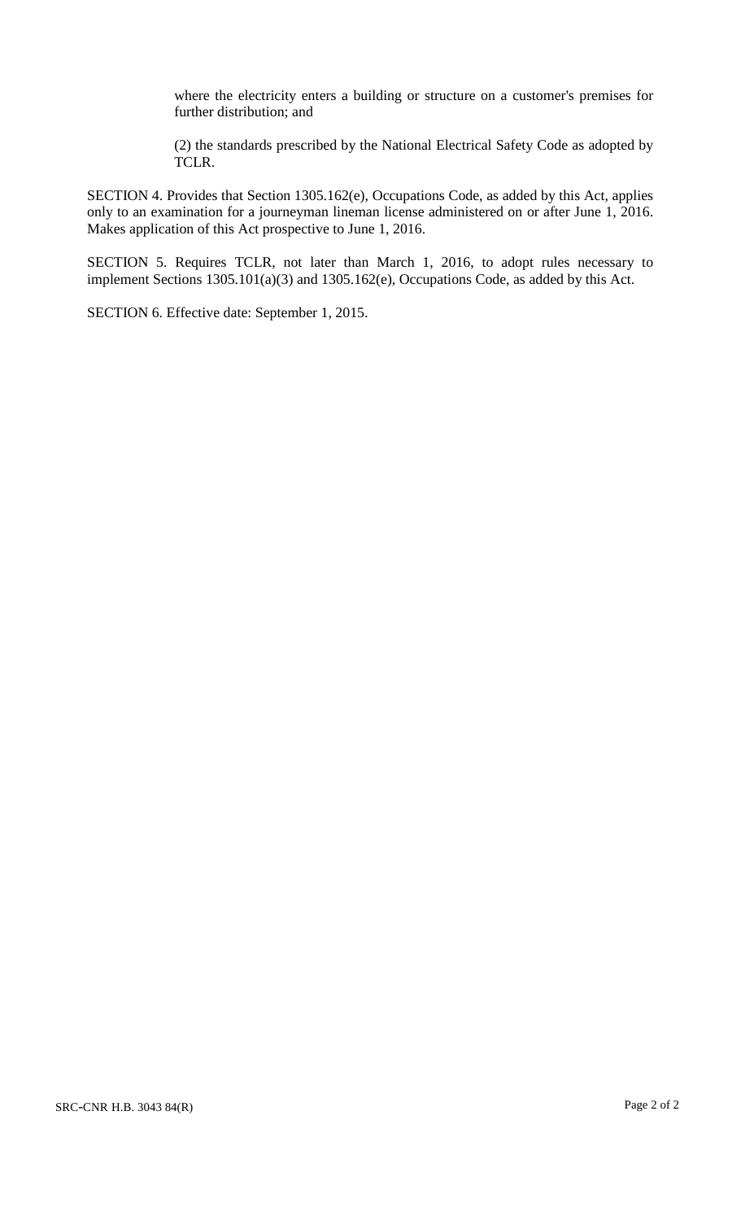where the electricity enters a building or structure on a customer's premises for further distribution; and

(2) the standards prescribed by the National Electrical Safety Code as adopted by TCLR.

SECTION 4. Provides that Section 1305.162(e), Occupations Code, as added by this Act, applies only to an examination for a journeyman lineman license administered on or after June 1, 2016. Makes application of this Act prospective to June 1, 2016.

SECTION 5. Requires TCLR, not later than March 1, 2016, to adopt rules necessary to implement Sections 1305.101(a)(3) and 1305.162(e), Occupations Code, as added by this Act.

SECTION 6. Effective date: September 1, 2015.